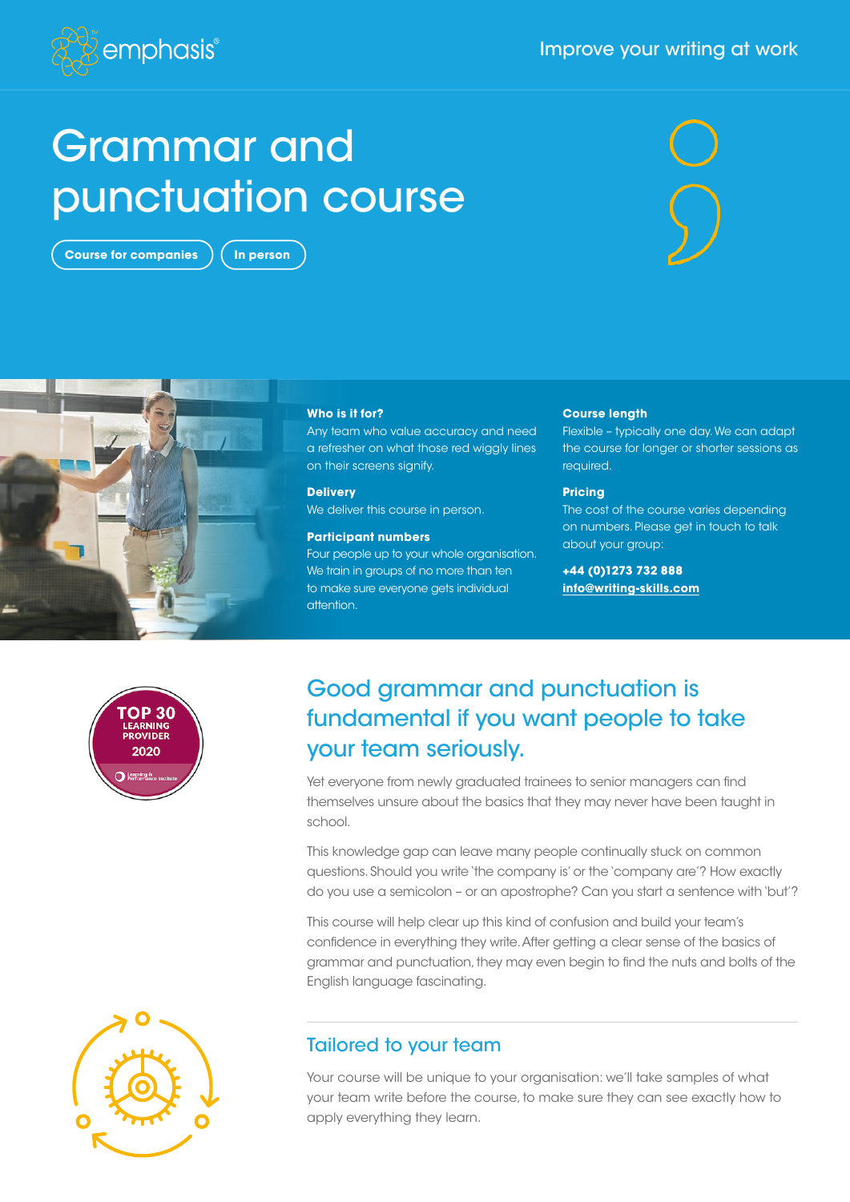emphasis

Improve your writing at work

# Grammar and punctuation course

Course for companies | In person

**Who is it for?**
Any team who value accuracy and need a refresher on what those red wiggly lines on their screens signify.

**Delivery**
We deliver this course in person.

**Participant numbers**
Four people up to your whole organisation. We train in groups of no more than ten to make sure everyone gets individual attention.

**Course length**
Flexible – typically one day. We can adapt the course for longer or shorter sessions as required.

**Pricing**
The cost of the course varies depending on numbers. Please get in touch to talk about your group:

**+44 (0)1273 732 888**
**info@writing-skills.com**

TOP 30 LEARNING PROVIDER 2020

## Good grammar and punctuation is fundamental if you want people to take your team seriously.

Yet everyone from newly graduated trainees to senior managers can find themselves unsure about the basics that they may never have been taught in school.

This knowledge gap can leave many people continually stuck on common questions. Should you write 'the company is' or the 'company are'? How exactly do you use a semicolon – or an apostrophe? Can you start a sentence with 'but'?

This course will help clear up this kind of confusion and build your team's confidence in everything they write. After getting a clear sense of the basics of grammar and punctuation, they may even begin to find the nuts and bolts of the English language fascinating.

## Tailored to your team

Your course will be unique to your organisation: we'll take samples of what your team write before the course, to make sure they can see exactly how to apply everything they learn.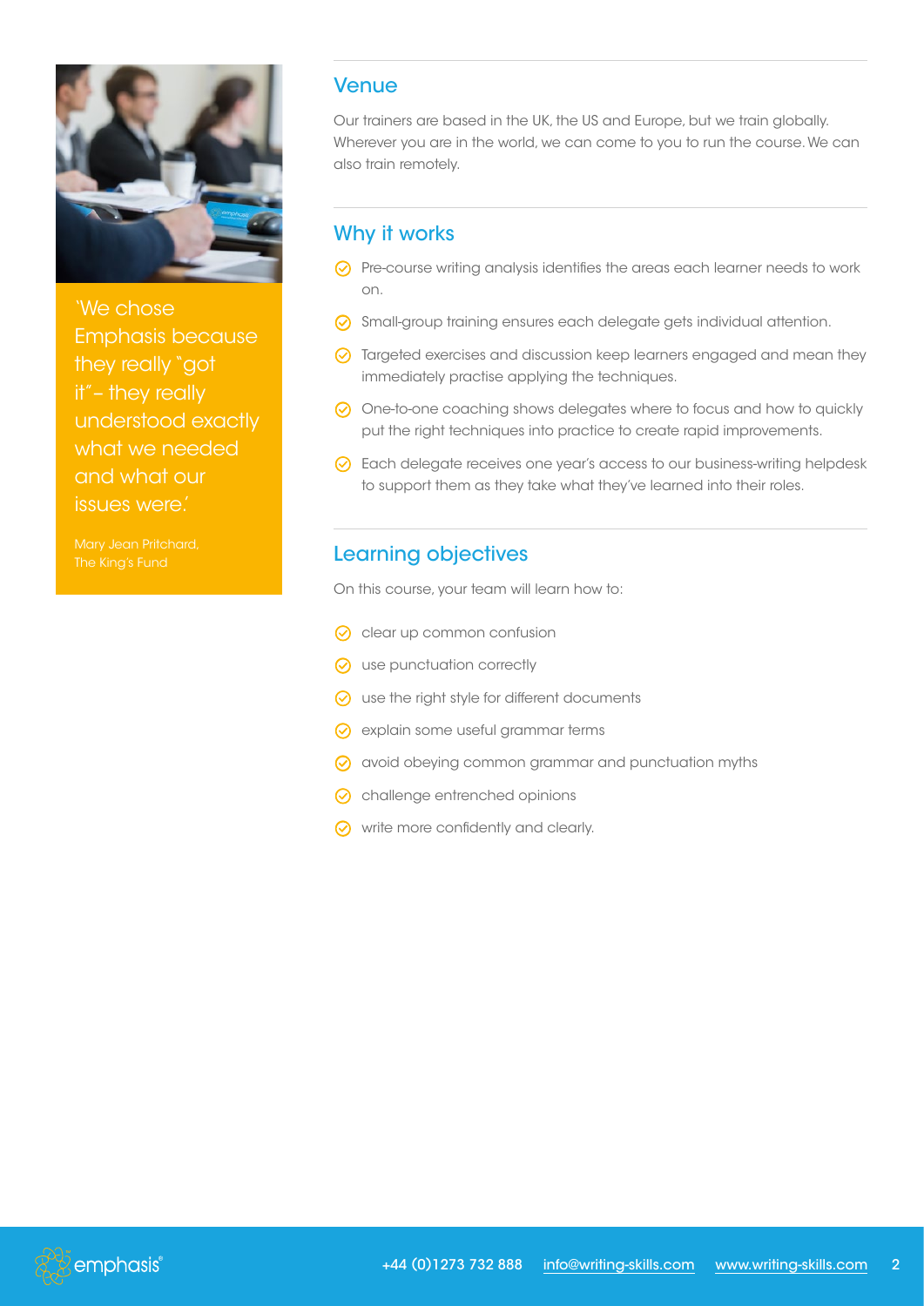'We chose Emphasis because they really "got it"– they really understood exactly what we needed and what our issues were.'

Mary Jean Pritchard, The King's Fund

## Venue

Our trainers are based in the UK, the US and Europe, but we train globally. Wherever you are in the world, we can come to you to run the course. We can also train remotely.

## Why it works

- Pre-course writing analysis identifies the areas each learner needs to work on.
- Small-group training ensures each delegate gets individual attention.
- Targeted exercises and discussion keep learners engaged and mean they immediately practise applying the techniques.
- One-to-one coaching shows delegates where to focus and how to quickly put the right techniques into practice to create rapid improvements.
- Each delegate receives one year's access to our business-writing helpdesk to support them as they take what they've learned into their roles.

## Learning objectives

On this course, your team will learn how to:

- clear up common confusion
- use punctuation correctly
- use the right style for different documents
- explain some useful grammar terms
- avoid obeying common grammar and punctuation myths
- challenge entrenched opinions
- write more confidently and clearly.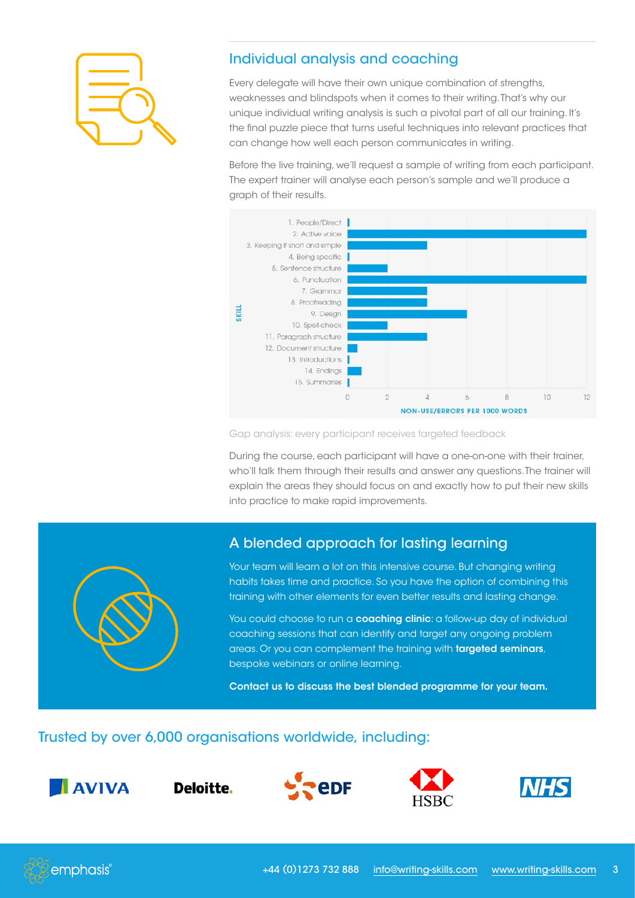## Individual analysis and coaching

Every delegate will have their own unique combination of strengths, weaknesses and blindspots when it comes to their writing. That's why our unique individual writing analysis is such a pivotal part of all our training. It's the final puzzle piece that turns useful techniques into relevant practices that can change how well each person communicates in writing.

Before the live training, we'll request a sample of writing from each participant. The expert trainer will analyse each person's sample and we'll produce a graph of their results.

| Skill | Non-use/errors per 1000 words |
| --- | --- |
| 1. People/Direct | 0 |
| 2. Active voice | 12 |
| 3. Keeping it short and simple | 4 |
| 4. Being specific | 0 |
| 5. Sentence structure | 2 |
| 6. Punctuation | 12 |
| 7. Grammar | 4 |
| 8. Proofreading | 4 |
| 9. Design | 6 |
| 10. Spell-check | 2 |
| 11. Paragraph structure | 4 |
| 12. Document structure | 0.5 |
| 13. Introductions | 0 |
| 14. Endings | 0.7 |
| 15. Summaries | 0 |

Gap analysis: every participant receives targeted feedback

During the course, each participant will have a one-on-one with their trainer, who'll talk them through their results and answer any questions. The trainer will explain the areas they should focus on and exactly how to put their new skills into practice to make rapid improvements.

## A blended approach for lasting learning

Your team will learn a lot on this intensive course. But changing writing habits takes time and practice. So you have the option of combining this training with other elements for even better results and lasting change.

You could choose to run a **coaching clinic**: a follow-up day of individual coaching sessions that can identify and target any ongoing problem areas. Or you can complement the training with **targeted seminars**, bespoke webinars or online learning.

**Contact us to discuss the best blended programme for your team.**

## Trusted by over 6,000 organisations worldwide, including:

AVIVA · Deloitte. · EDF · HSBC · NHS

emphasis® · +44 (0)1273 732 888 · info@writing-skills.com · www.writing-skills.com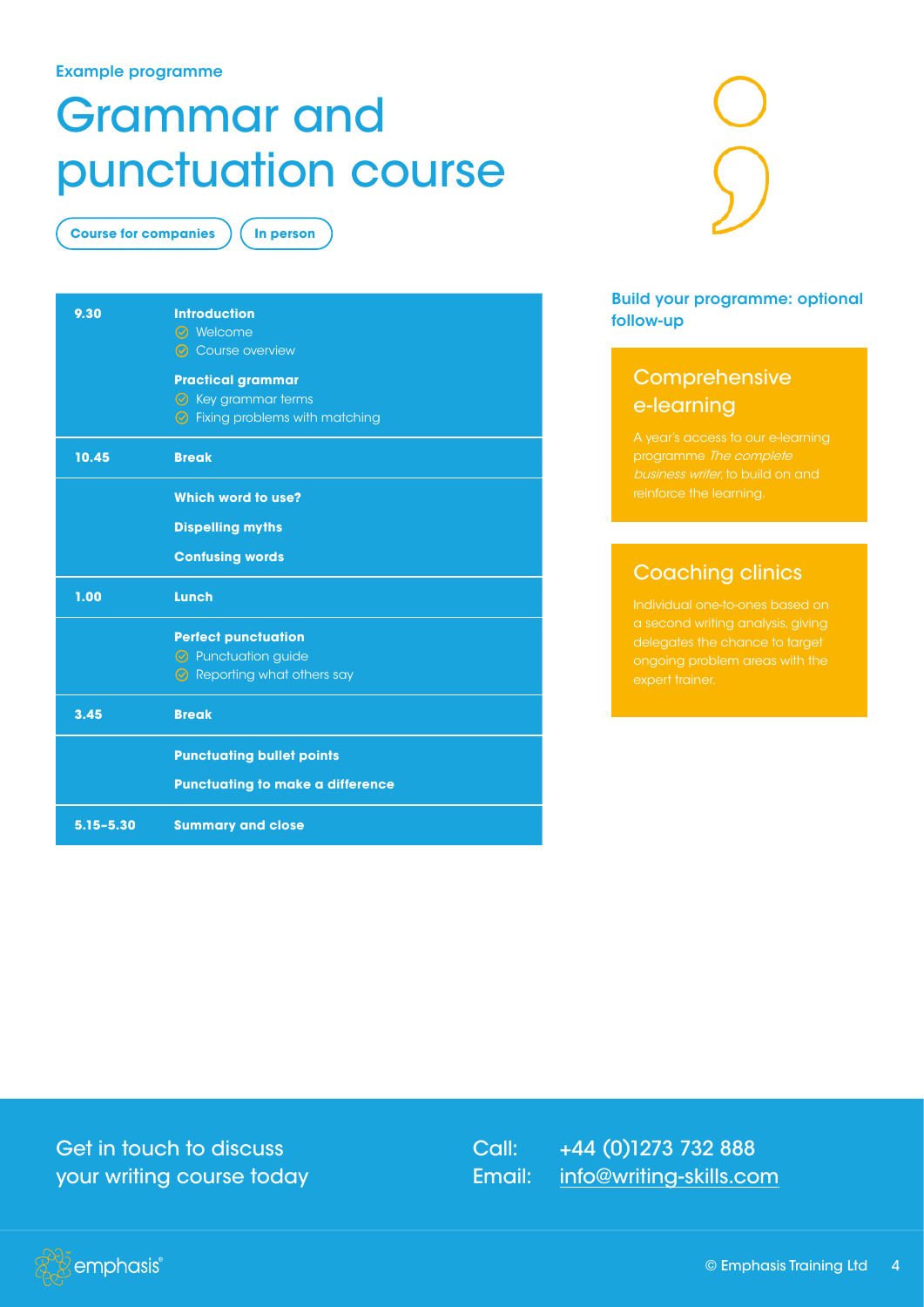Example programme

# Grammar and punctuation course

Course for companies | In person

| | |
|---|---|
| **9.30** | **Introduction**<br>Welcome<br>Course overview<br><br>**Practical grammar**<br>Key grammar terms<br>Fixing problems with matching |
| **10.45** | **Break** |
| | **Which word to use?**<br>**Dispelling myths**<br>**Confusing words** |
| **1.00** | **Lunch** |
| | **Perfect punctuation**<br>Punctuation guide<br>Reporting what others say |
| **3.45** | **Break** |
| | **Punctuating bullet points**<br>**Punctuating to make a difference** |
| **5.15–5.30** | **Summary and close** |

## Build your programme: optional follow-up

### Comprehensive e-learning

A year's access to our e-learning programme *The complete business writer*, to build on and reinforce the learning.

### Coaching clinics

Individual one-to-ones based on a second writing analysis, giving delegates the chance to target ongoing problem areas with the expert trainer.

Get in touch to discuss your writing course today

Call: +44 (0)1273 732 888
Email: info@writing-skills.com

emphasis®

© Emphasis Training Ltd